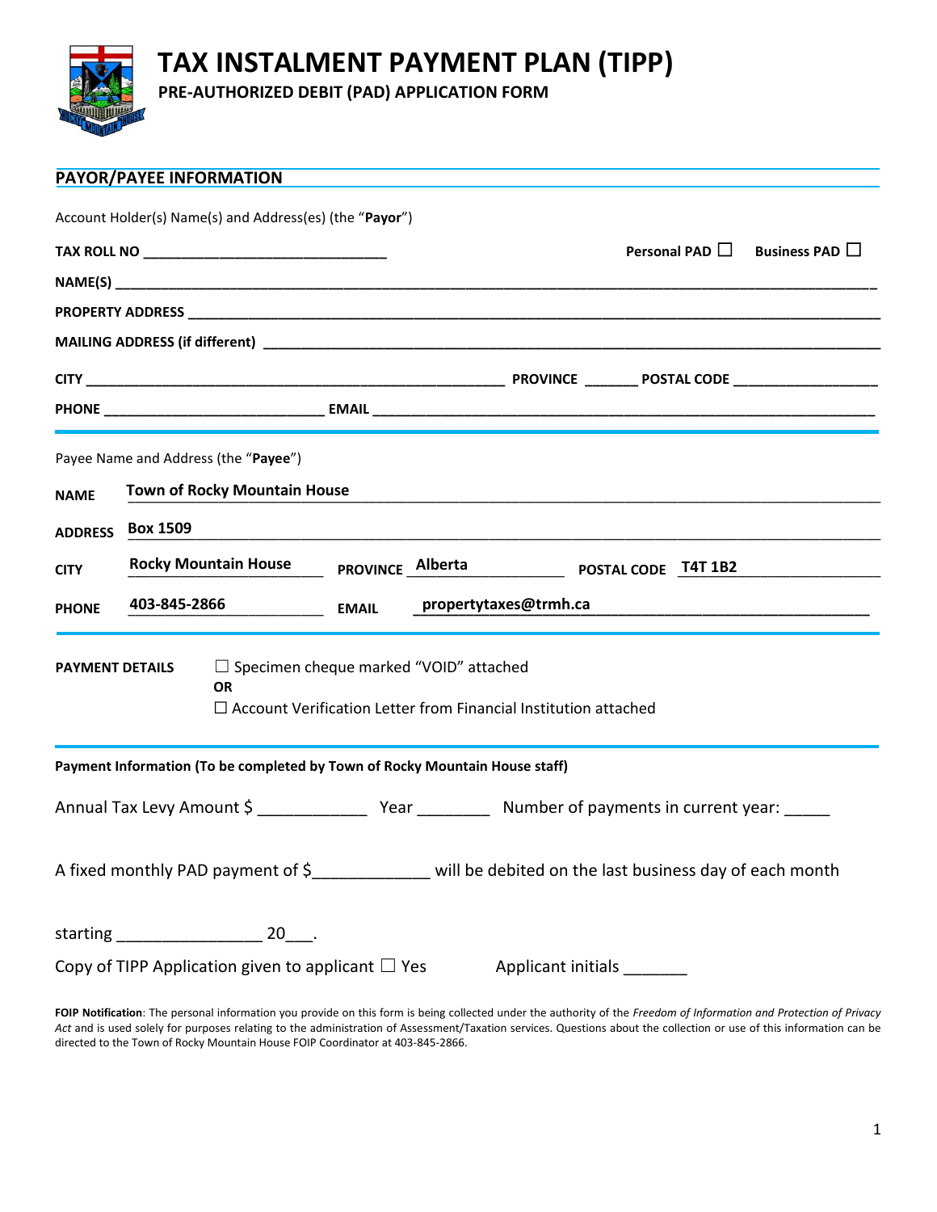# TAX INSTALMENT PAYMENT PLAN (TIPP)

**PRE-AUTHORIZED DEBIT (PAD) APPLICATION FORM**

## PAYOR/PAYEE INFORMATION

Account Holder(s) Name(s) and Address(es) (the "**Payor**")

**TAX ROLL NO** ______________________________ **Personal PAD** ☐ **Business PAD** ☐

**NAME(S)** ________________________________________________________________________________

**PROPERTY ADDRESS** ________________________________________________________________________

**MAILING ADDRESS (if different)** ____________________________________________________________

**CITY** ______________________________________________ **PROVINCE** _______ **POSTAL CODE** __________________

**PHONE** ___________________________ **EMAIL** ______________________________________________________

Payee Name and Address (the "**Payee**")

**NAME** **Town of Rocky Mountain House**

**ADDRESS** **Box 1509**

**CITY** **Rocky Mountain House** **PROVINCE** **Alberta** **POSTAL CODE** **T4T 1B2**

**PHONE** **403-845-2866** **EMAIL** **propertytaxes@trmh.ca**

**PAYMENT DETAILS** ☐ Specimen cheque marked "VOID" attached
**OR**
☐ Account Verification Letter from Financial Institution attached

**Payment Information (To be completed by Town of Rocky Mountain House staff)**

Annual Tax Levy Amount $ ____________ Year ________ Number of payments in current year: _____

A fixed monthly PAD payment of $_____________ will be debited on the last business day of each month

starting ________________ 20___.

Copy of TIPP Application given to applicant ☐ Yes Applicant initials _______

**FOIP Notification**: The personal information you provide on this form is being collected under the authority of the *Freedom of Information and Protection of Privacy Act* and is used solely for purposes relating to the administration of Assessment/Taxation services. Questions about the collection or use of this information can be directed to the Town of Rocky Mountain House FOIP Coordinator at 403-845-2866.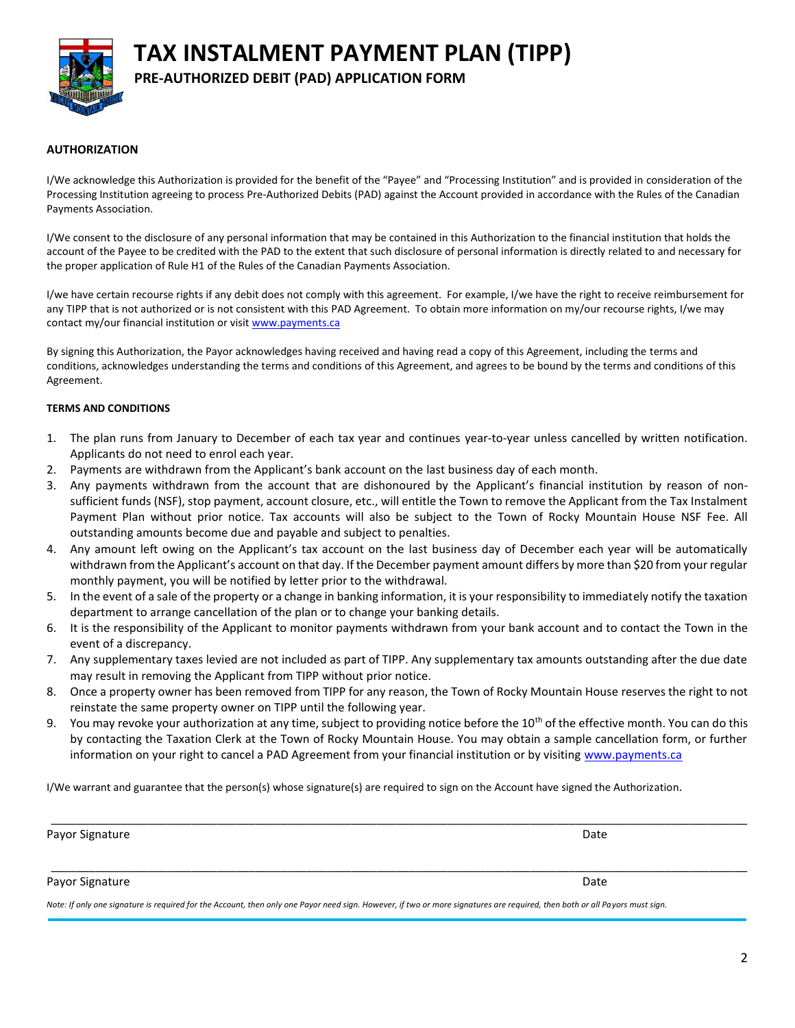# TAX INSTALMENT PAYMENT PLAN (TIPP)

## PRE-AUTHORIZED DEBIT (PAD) APPLICATION FORM

**AUTHORIZATION**

I/We acknowledge this Authorization is provided for the benefit of the "Payee" and "Processing Institution" and is provided in consideration of the Processing Institution agreeing to process Pre-Authorized Debits (PAD) against the Account provided in accordance with the Rules of the Canadian Payments Association.

I/We consent to the disclosure of any personal information that may be contained in this Authorization to the financial institution that holds the account of the Payee to be credited with the PAD to the extent that such disclosure of personal information is directly related to and necessary for the proper application of Rule H1 of the Rules of the Canadian Payments Association.

I/we have certain recourse rights if any debit does not comply with this agreement. For example, I/we have the right to receive reimbursement for any TIPP that is not authorized or is not consistent with this PAD Agreement. To obtain more information on my/our recourse rights, I/we may contact my/our financial institution or visit www.payments.ca

By signing this Authorization, the Payor acknowledges having received and having read a copy of this Agreement, including the terms and conditions, acknowledges understanding the terms and conditions of this Agreement, and agrees to be bound by the terms and conditions of this Agreement.

**TERMS AND CONDITIONS**

1. The plan runs from January to December of each tax year and continues year-to-year unless cancelled by written notification. Applicants do not need to enrol each year.
2. Payments are withdrawn from the Applicant's bank account on the last business day of each month.
3. Any payments withdrawn from the account that are dishonoured by the Applicant's financial institution by reason of non-sufficient funds (NSF), stop payment, account closure, etc., will entitle the Town to remove the Applicant from the Tax Instalment Payment Plan without prior notice. Tax accounts will also be subject to the Town of Rocky Mountain House NSF Fee. All outstanding amounts become due and payable and subject to penalties.
4. Any amount left owing on the Applicant's tax account on the last business day of December each year will be automatically withdrawn from the Applicant's account on that day. If the December payment amount differs by more than $20 from your regular monthly payment, you will be notified by letter prior to the withdrawal.
5. In the event of a sale of the property or a change in banking information, it is your responsibility to immediately notify the taxation department to arrange cancellation of the plan or to change your banking details.
6. It is the responsibility of the Applicant to monitor payments withdrawn from your bank account and to contact the Town in the event of a discrepancy.
7. Any supplementary taxes levied are not included as part of TIPP. Any supplementary tax amounts outstanding after the due date may result in removing the Applicant from TIPP without prior notice.
8. Once a property owner has been removed from TIPP for any reason, the Town of Rocky Mountain House reserves the right to not reinstate the same property owner on TIPP until the following year.
9. You may revoke your authorization at any time, subject to providing notice before the 10th of the effective month. You can do this by contacting the Taxation Clerk at the Town of Rocky Mountain House. You may obtain a sample cancellation form, or further information on your right to cancel a PAD Agreement from your financial institution or by visiting www.payments.ca

I/We warrant and guarantee that the person(s) whose signature(s) are required to sign on the Account have signed the Authorization.

______________________________________________________________________________

Payor Signature Date

______________________________________________________________________________

Payor Signature Date

*Note: If only one signature is required for the Account, then only one Payor need sign. However, if two or more signatures are required, then both or all Payors must sign.*